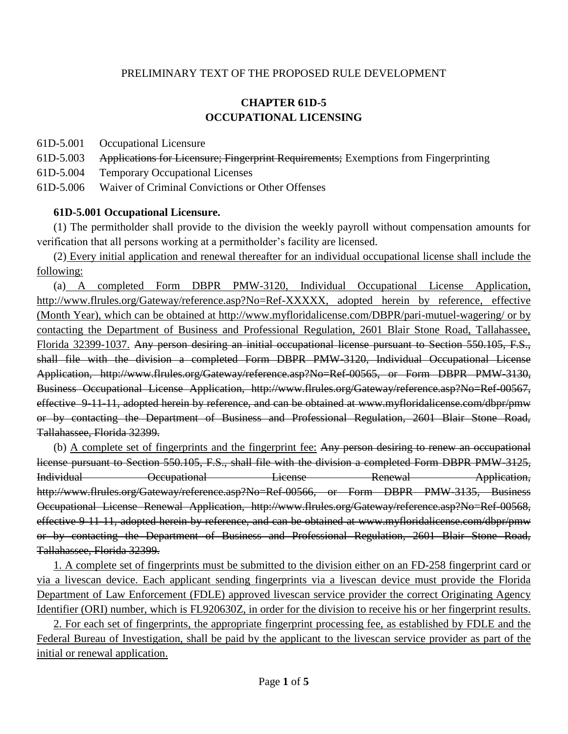PRELIMINARY TEXT OF THE PROPOSED RULE DEVELOPMENT

## CHAPTER 61D-5
## OCCUPATIONAL LICENSING

61D-5.001 Occupational Licensure

61D-5.003 ~~Applications for Licensure; Fingerprint Requirements;~~ Exemptions from Fingerprinting

61D-5.004 Temporary Occupational Licenses

61D-5.006 Waiver of Criminal Convictions or Other Offenses

**61D-5.001 Occupational Licensure.**

(1) The permitholder shall provide to the division the weekly payroll without compensation amounts for verification that all persons working at a permitholder's facility are licensed.

(2) <u>Every initial application and renewal thereafter for an individual occupational license shall include the following:</u>

(a) <u>A completed Form DBPR PMW-3120, Individual Occupational License Application, http://www.flrules.org/Gateway/reference.asp?No=Ref-XXXXX, adopted herein by reference, effective (Month Year), which can be obtained at http://www.myfloridalicense.com/DBPR/pari-mutuel-wagering/ or by contacting the Department of Business and Professional Regulation, 2601 Blair Stone Road, Tallahassee, Florida 32399-1037.</u> ~~Any person desiring an initial occupational license pursuant to Section 550.105, F.S., shall file with the division a completed Form DBPR PMW-3120, Individual Occupational License Application, http://www.flrules.org/Gateway/reference.asp?No=Ref-00565, or Form DBPR PMW-3130, Business Occupational License Application, http://www.flrules.org/Gateway/reference.asp?No=Ref-00567, effective 9-11-11, adopted herein by reference, and can be obtained at www.myfloridalicense.com/dbpr/pmw or by contacting the Department of Business and Professional Regulation, 2601 Blair Stone Road, Tallahassee, Florida 32399.~~

(b) <u>A complete set of fingerprints and the fingerprint fee:</u> ~~Any person desiring to renew an occupational license pursuant to Section 550.105, F.S., shall file with the division a completed Form DBPR PMW-3125, Individual Occupational License Renewal Application, http://www.flrules.org/Gateway/reference.asp?No=Ref-00566, or Form DBPR PMW-3135, Business Occupational License Renewal Application, http://www.flrules.org/Gateway/reference.asp?No=Ref-00568, effective 9-11-11, adopted herein by reference, and can be obtained at www.myfloridalicense.com/dbpr/pmw or by contacting the Department of Business and Professional Regulation, 2601 Blair Stone Road, Tallahassee, Florida 32399.~~

<u>1. A complete set of fingerprints must be submitted to the division either on an FD-258 fingerprint card or via a livescan device. Each applicant sending fingerprints via a livescan device must provide the Florida Department of Law Enforcement (FDLE) approved livescan service provider the correct Originating Agency Identifier (ORI) number, which is FL920630Z, in order for the division to receive his or her fingerprint results.</u>

<u>2. For each set of fingerprints, the appropriate fingerprint processing fee, as established by FDLE and the Federal Bureau of Investigation, shall be paid by the applicant to the livescan service provider as part of the initial or renewal application.</u>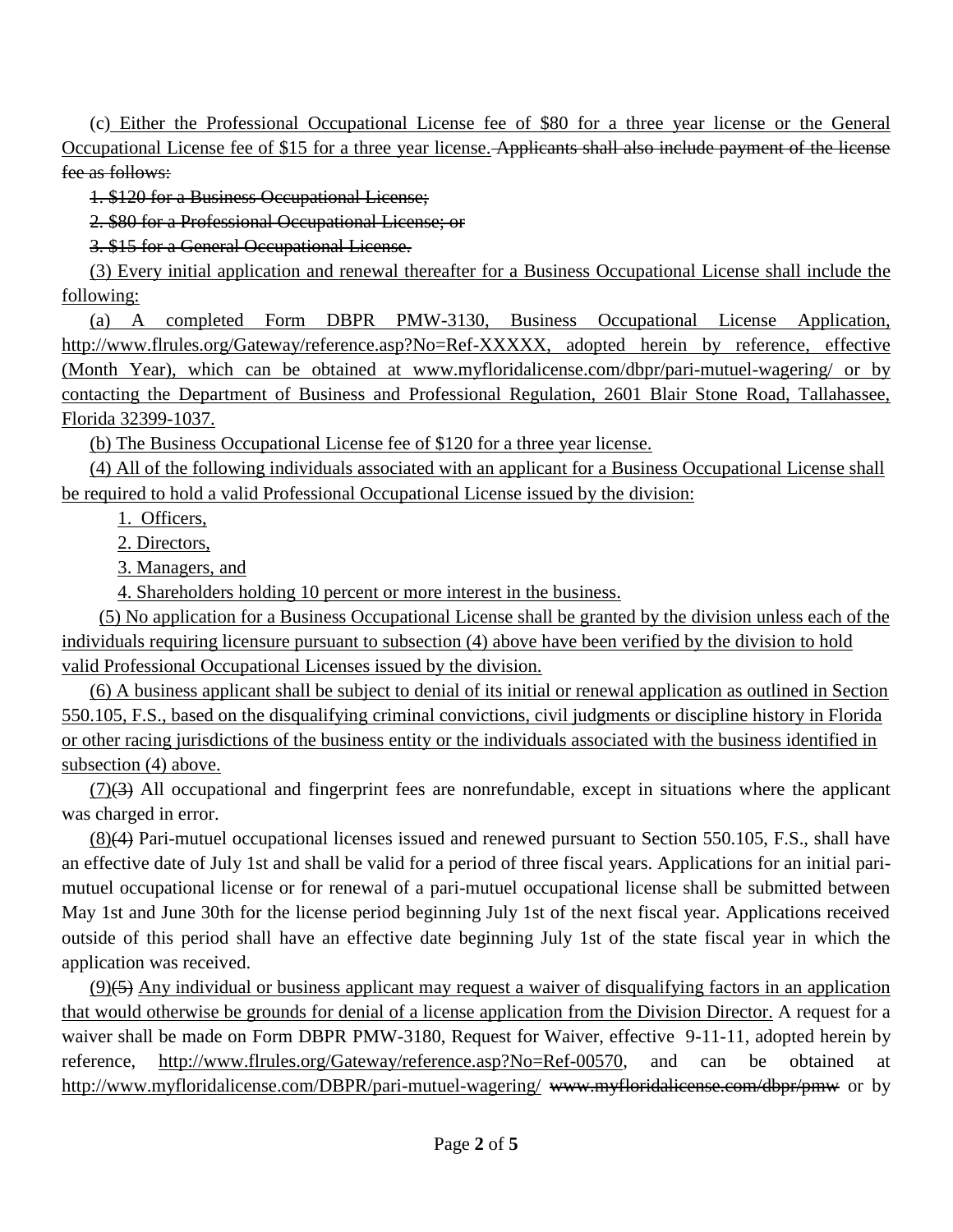(c) <u>Either the Professional Occupational License fee of $80 for a three year license or the General Occupational License fee of $15 for a three year license.</u> ~~Applicants shall also include payment of the license fee as follows:~~

~~1. $120 for a Business Occupational License;~~

~~2. $80 for a Professional Occupational License; or~~

~~3. $15 for a General Occupational License.~~

<u>(3) Every initial application and renewal thereafter for a Business Occupational License shall include the following:</u>

<u>(a) A completed Form DBPR PMW-3130, Business Occupational License Application, http://www.flrules.org/Gateway/reference.asp?No=Ref-XXXXX, adopted herein by reference, effective (Month Year), which can be obtained at www.myfloridalicense.com/dbpr/pari-mutuel-wagering/ or by contacting the Department of Business and Professional Regulation, 2601 Blair Stone Road, Tallahassee, Florida 32399-1037.</u>

<u>(b) The Business Occupational License fee of $120 for a three year license.</u>

<u>(4) All of the following individuals associated with an applicant for a Business Occupational License shall be required to hold a valid Professional Occupational License issued by the division:</u>

<u>1. Officers,</u>

<u>2. Directors,</u>

<u>3. Managers, and</u>

<u>4. Shareholders holding 10 percent or more interest in the business.</u>

<u>(5) No application for a Business Occupational License shall be granted by the division unless each of the individuals requiring licensure pursuant to subsection (4) above have been verified by the division to hold valid Professional Occupational Licenses issued by the division.</u>

<u>(6) A business applicant shall be subject to denial of its initial or renewal application as outlined in Section 550.105, F.S., based on the disqualifying criminal convictions, civil judgments or discipline history in Florida or other racing jurisdictions of the business entity or the individuals associated with the business identified in subsection (4) above.</u>

<u>(7)</u>~~(3)~~ All occupational and fingerprint fees are nonrefundable, except in situations where the applicant was charged in error.

<u>(8)</u>~~(4)~~ Pari-mutuel occupational licenses issued and renewed pursuant to Section 550.105, F.S., shall have an effective date of July 1st and shall be valid for a period of three fiscal years. Applications for an initial pari-mutuel occupational license or for renewal of a pari-mutuel occupational license shall be submitted between May 1st and June 30th for the license period beginning July 1st of the next fiscal year. Applications received outside of this period shall have an effective date beginning July 1st of the state fiscal year in which the application was received.

<u>(9)</u>~~(5)~~ <u>Any individual or business applicant may request a waiver of disqualifying factors in an application that would otherwise be grounds for denial of a license application from the Division Director.</u> A request for a waiver shall be made on Form DBPR PMW-3180, Request for Waiver, effective 9-11-11, adopted herein by reference, <u>http://www.flrules.org/Gateway/reference.asp?No=Ref-00570</u>, and can be obtained at <u>http://www.myfloridalicense.com/DBPR/pari-mutuel-wagering/</u> ~~www.myfloridalicense.com/dbpr/pmw~~ or by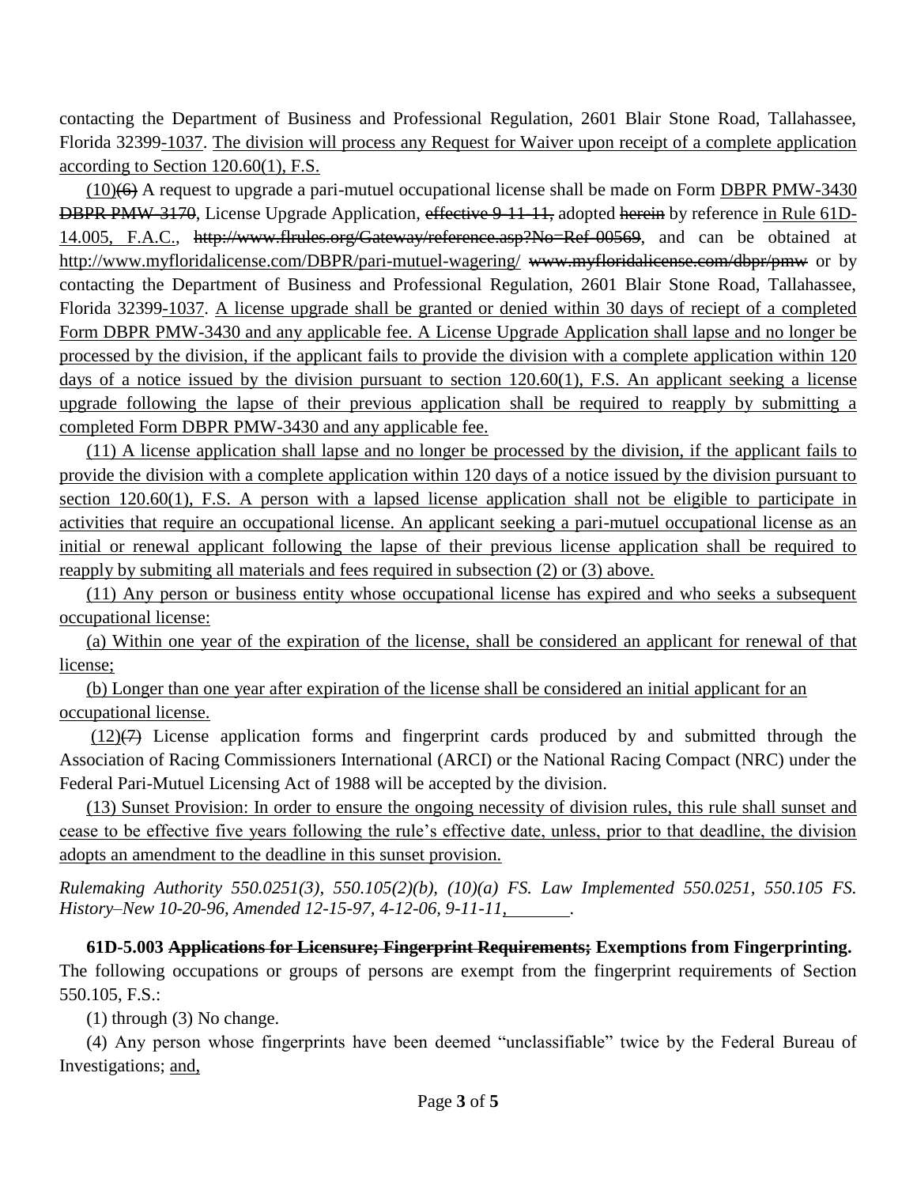contacting the Department of Business and Professional Regulation, 2601 Blair Stone Road, Tallahassee, Florida 32399-1037. The division will process any Request for Waiver upon receipt of a complete application according to Section 120.60(1), F.S.

(10)(6) A request to upgrade a pari-mutuel occupational license shall be made on Form DBPR PMW-3430 DBPR PMW-3170, License Upgrade Application, effective 9-11-11, adopted herein by reference in Rule 61D-14.005, F.A.C., http://www.flrules.org/Gateway/reference.asp?No=Ref-00569, and can be obtained at http://www.myfloridalicense.com/DBPR/pari-mutuel-wagering/ www.myfloridalicense.com/dbpr/pmw or by contacting the Department of Business and Professional Regulation, 2601 Blair Stone Road, Tallahassee, Florida 32399-1037. A license upgrade shall be granted or denied within 30 days of reciept of a completed Form DBPR PMW-3430 and any applicable fee. A License Upgrade Application shall lapse and no longer be processed by the division, if the applicant fails to provide the division with a complete application within 120 days of a notice issued by the division pursuant to section 120.60(1), F.S. An applicant seeking a license upgrade following the lapse of their previous application shall be required to reapply by submitting a completed Form DBPR PMW-3430 and any applicable fee.

(11) A license application shall lapse and no longer be processed by the division, if the applicant fails to provide the division with a complete application within 120 days of a notice issued by the division pursuant to section 120.60(1), F.S. A person with a lapsed license application shall not be eligible to participate in activities that require an occupational license. An applicant seeking a pari-mutuel occupational license as an initial or renewal applicant following the lapse of their previous license application shall be required to reapply by submiting all materials and fees required in subsection (2) or (3) above.

(11) Any person or business entity whose occupational license has expired and who seeks a subsequent occupational license:

(a) Within one year of the expiration of the license, shall be considered an applicant for renewal of that license;

(b) Longer than one year after expiration of the license shall be considered an initial applicant for an occupational license.

(12)(7) License application forms and fingerprint cards produced by and submitted through the Association of Racing Commissioners International (ARCI) or the National Racing Compact (NRC) under the Federal Pari-Mutuel Licensing Act of 1988 will be accepted by the division.

(13) Sunset Provision: In order to ensure the ongoing necessity of division rules, this rule shall sunset and cease to be effective five years following the rule's effective date, unless, prior to that deadline, the division adopts an amendment to the deadline in this sunset provision.

*Rulemaking Authority 550.0251(3), 550.105(2)(b), (10)(a) FS. Law Implemented 550.0251, 550.105 FS. History–New 10-20-96, Amended 12-15-97, 4-12-06, 9-11-11, \_\_\_\_\_\_\_.*

**61D-5.003 Applications for Licensure; Fingerprint Requirements; Exemptions from Fingerprinting.** The following occupations or groups of persons are exempt from the fingerprint requirements of Section 550.105, F.S.:

(1) through (3) No change.

(4) Any person whose fingerprints have been deemed "unclassifiable" twice by the Federal Bureau of Investigations; and,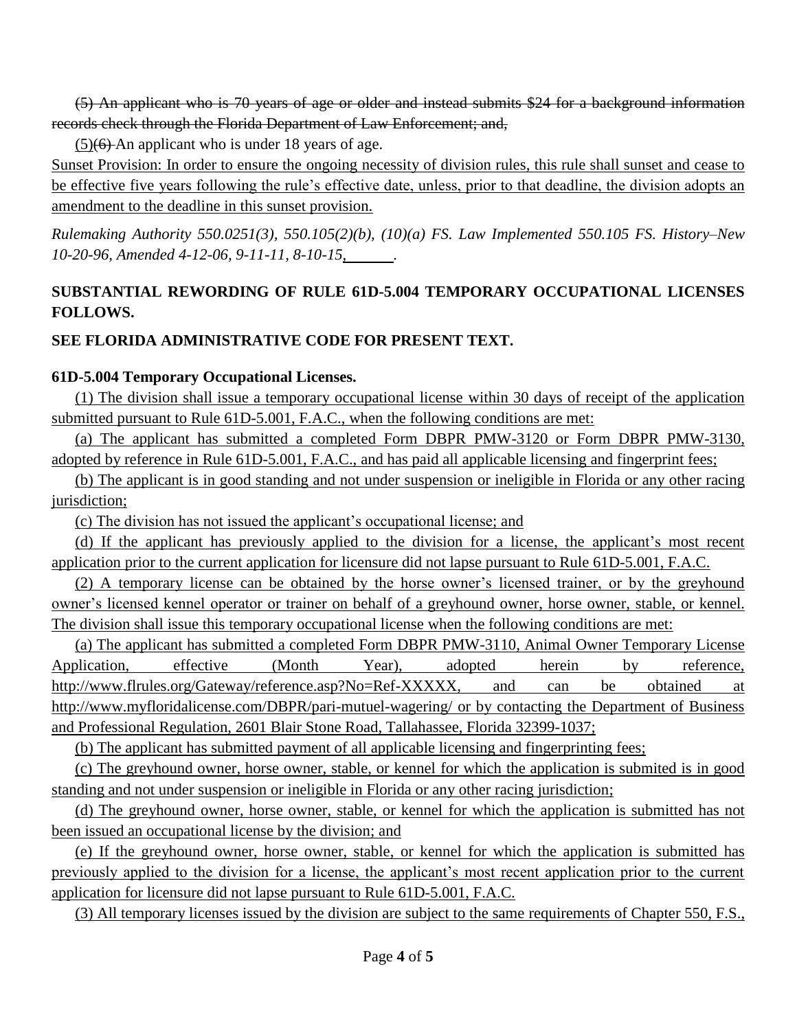~~(5) An applicant who is 70 years of age or older and instead submits $24 for a background information records check through the Florida Department of Law Enforcement; and,~~

<u>(5)</u>~~(6)~~ An applicant who is under 18 years of age.

<u>Sunset Provision: In order to ensure the ongoing necessity of division rules, this rule shall sunset and cease to be effective five years following the rule's effective date, unless, prior to that deadline, the division adopts an amendment to the deadline in this sunset provision.</u>

*Rulemaking Authority 550.0251(3), 550.105(2)(b), (10)(a) FS. Law Implemented 550.105 FS. History–New 10-20-96, Amended 4-12-06, 9-11-11, 8-10-15,<u>      </u>.*

**SUBSTANTIAL REWORDING OF RULE 61D-5.004 TEMPORARY OCCUPATIONAL LICENSES FOLLOWS.**

**SEE FLORIDA ADMINISTRATIVE CODE FOR PRESENT TEXT.**

**61D-5.004 Temporary Occupational Licenses.**

<u>(1) The division shall issue a temporary occupational license within 30 days of receipt of the application submitted pursuant to Rule 61D-5.001, F.A.C., when the following conditions are met:</u>

<u>(a) The applicant has submitted a completed Form DBPR PMW-3120 or Form DBPR PMW-3130, adopted by reference in Rule 61D-5.001, F.A.C., and has paid all applicable licensing and fingerprint fees;</u>

<u>(b) The applicant is in good standing and not under suspension or ineligible in Florida or any other racing jurisdiction;</u>

<u>(c) The division has not issued the applicant's occupational license; and</u>

<u>(d) If the applicant has previously applied to the division for a license, the applicant's most recent application prior to the current application for licensure did not lapse pursuant to Rule 61D-5.001, F.A.C.</u>

<u>(2) A temporary license can be obtained by the horse owner's licensed trainer, or by the greyhound owner's licensed kennel operator or trainer on behalf of a greyhound owner, horse owner, stable, or kennel. The division shall issue this temporary occupational license when the following conditions are met:</u>

<u>(a) The applicant has submitted a completed Form DBPR PMW-3110, Animal Owner Temporary License Application, effective (Month Year), adopted herein by reference, http://www.flrules.org/Gateway/reference.asp?No=Ref-XXXXX, and can be obtained at http://www.myfloridalicense.com/DBPR/pari-mutuel-wagering/ or by contacting the Department of Business and Professional Regulation, 2601 Blair Stone Road, Tallahassee, Florida 32399-1037;</u>

<u>(b) The applicant has submitted payment of all applicable licensing and fingerprinting fees;</u>

<u>(c) The greyhound owner, horse owner, stable, or kennel for which the application is submited is in good standing and not under suspension or ineligible in Florida or any other racing jurisdiction;</u>

<u>(d) The greyhound owner, horse owner, stable, or kennel for which the application is submitted has not been issued an occupational license by the division; and</u>

<u>(e) If the greyhound owner, horse owner, stable, or kennel for which the application is submitted has previously applied to the division for a license, the applicant's most recent application prior to the current application for licensure did not lapse pursuant to Rule 61D-5.001, F.A.C.</u>

<u>(3) All temporary licenses issued by the division are subject to the same requirements of Chapter 550, F.S.,</u>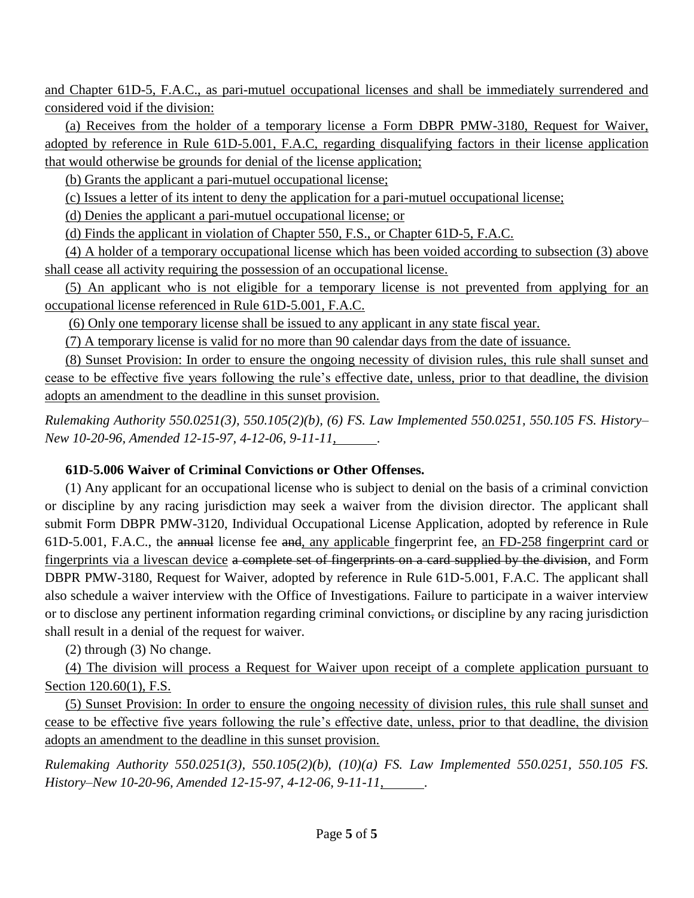and Chapter 61D-5, F.A.C., as pari-mutuel occupational licenses and shall be immediately surrendered and considered void if the division:

(a) Receives from the holder of a temporary license a Form DBPR PMW-3180, Request for Waiver, adopted by reference in Rule 61D-5.001, F.A.C, regarding disqualifying factors in their license application that would otherwise be grounds for denial of the license application;

(b) Grants the applicant a pari-mutuel occupational license;

(c) Issues a letter of its intent to deny the application for a pari-mutuel occupational license;

(d) Denies the applicant a pari-mutuel occupational license; or

(d) Finds the applicant in violation of Chapter 550, F.S., or Chapter 61D-5, F.A.C.

(4) A holder of a temporary occupational license which has been voided according to subsection (3) above shall cease all activity requiring the possession of an occupational license.

(5) An applicant who is not eligible for a temporary license is not prevented from applying for an occupational license referenced in Rule 61D-5.001, F.A.C.

(6) Only one temporary license shall be issued to any applicant in any state fiscal year.

(7) A temporary license is valid for no more than 90 calendar days from the date of issuance.

(8) Sunset Provision: In order to ensure the ongoing necessity of division rules, this rule shall sunset and cease to be effective five years following the rule's effective date, unless, prior to that deadline, the division adopts an amendment to the deadline in this sunset provision.

*Rulemaking Authority 550.0251(3), 550.105(2)(b), (6) FS. Law Implemented 550.0251, 550.105 FS. History–New 10-20-96, Amended 12-15-97, 4-12-06, 9-11-11, ______.*

**61D-5.006 Waiver of Criminal Convictions or Other Offenses.**

(1) Any applicant for an occupational license who is subject to denial on the basis of a criminal conviction or discipline by any racing jurisdiction may seek a waiver from the division director. The applicant shall submit Form DBPR PMW-3120, Individual Occupational License Application, adopted by reference in Rule 61D-5.001, F.A.C., the ~~annual~~ license fee ~~and~~, any applicable fingerprint fee, an FD-258 fingerprint card or fingerprints via a livescan device ~~a complete set of fingerprints on a card supplied by the division~~, and Form DBPR PMW-3180, Request for Waiver, adopted by reference in Rule 61D-5.001, F.A.C. The applicant shall also schedule a waiver interview with the Office of Investigations. Failure to participate in a waiver interview or to disclose any pertinent information regarding criminal convictions~~,~~ or discipline by any racing jurisdiction shall result in a denial of the request for waiver.

(2) through (3) No change.

(4) The division will process a Request for Waiver upon receipt of a complete application pursuant to Section 120.60(1), F.S.

(5) Sunset Provision: In order to ensure the ongoing necessity of division rules, this rule shall sunset and cease to be effective five years following the rule's effective date, unless, prior to that deadline, the division adopts an amendment to the deadline in this sunset provision.

*Rulemaking Authority 550.0251(3), 550.105(2)(b), (10)(a) FS. Law Implemented 550.0251, 550.105 FS. History–New 10-20-96, Amended 12-15-97, 4-12-06, 9-11-11, ______.*